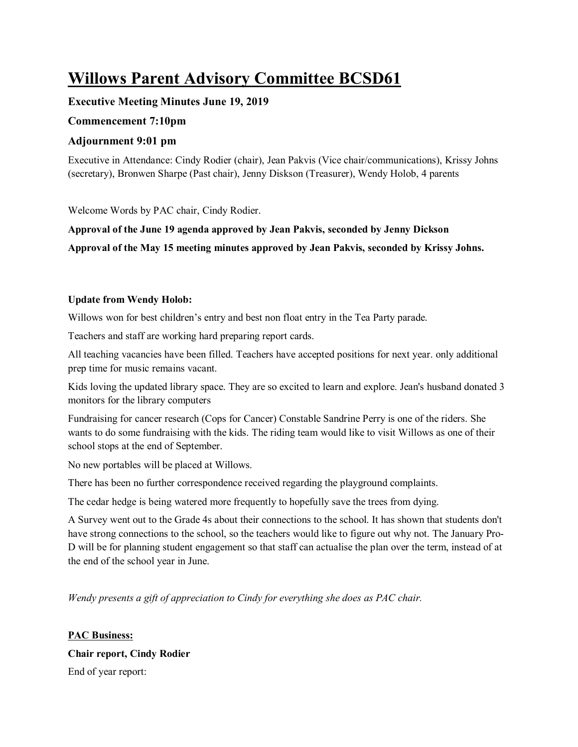# Willows Parent Advisory Committee BCSD61

### Executive Meeting Minutes June 19, 2019

### Commencement 7:10pm

### Adjournment 9:01 pm

Executive in Attendance: Cindy Rodier (chair), Jean Pakvis (Vice chair/communications), Krissy Johns (secretary), Bronwen Sharpe (Past chair), Jenny Diskson (Treasurer), Wendy Holob, 4 parents

Welcome Words by PAC chair, Cindy Rodier.

**Approval of the June 19 agenda approved by Jean Pakvis, seconded by Jenny Dickson**

**Approval of the May 15 meeting minutes approved by Jean Pakvis, seconded by Krissy Johns.**

**Update from Wendy Holob:**

Willows won for best children's entry and best non float entry in the Tea Party parade.

Teachers and staff are working hard preparing report cards.

All teaching vacancies have been filled. Teachers have accepted positions for next year. only additional prep time for music remains vacant.

Kids loving the updated library space. They are so excited to learn and explore. Jean's husband donated 3 monitors for the library computers

Fundraising for cancer research (Cops for Cancer) Constable Sandrine Perry is one of the riders. She wants to do some fundraising with the kids. The riding team would like to visit Willows as one of their school stops at the end of September.

No new portables will be placed at Willows.

There has been no further correspondence received regarding the playground complaints.

The cedar hedge is being watered more frequently to hopefully save the trees from dying.

A Survey went out to the Grade 4s about their connections to the school. It has shown that students don't have strong connections to the school, so the teachers would like to figure out why not. The January Pro-D will be for planning student engagement so that staff can actualise the plan over the term, instead of at the end of the school year in June.

*Wendy presents a gift of appreciation to Cindy for everything she does as PAC chair.*

**PAC Business:**

**Chair report, Cindy Rodier**

End of year report: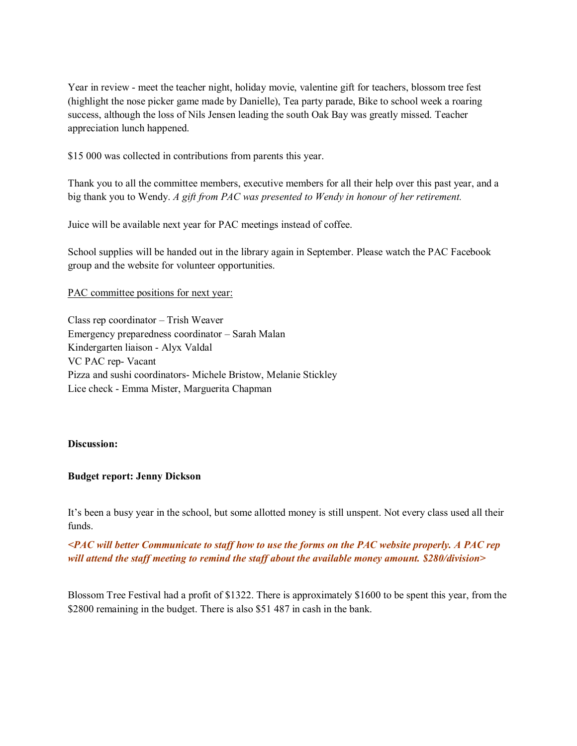Year in review - meet the teacher night, holiday movie, valentine gift for teachers, blossom tree fest (highlight the nose picker game made by Danielle), Tea party parade, Bike to school week a roaring success, although the loss of Nils Jensen leading the south Oak Bay was greatly missed. Teacher appreciation lunch happened.

$15 000 was collected in contributions from parents this year.

Thank you to all the committee members, executive members for all their help over this past year, and a big thank you to Wendy. *A gift from PAC was presented to Wendy in honour of her retirement.*

Juice will be available next year for PAC meetings instead of coffee.

School supplies will be handed out in the library again in September. Please watch the PAC Facebook group and the website for volunteer opportunities.

<u>PAC committee positions for next year:</u>

Class rep coordinator – Trish Weaver
Emergency preparedness coordinator – Sarah Malan
Kindergarten liaison - Alyx Valdal
VC PAC rep- Vacant
Pizza and sushi coordinators- Michele Bristow, Melanie Stickley
Lice check - Emma Mister, Marguerita Chapman

**Discussion:**

**Budget report: Jenny Dickson**

It's been a busy year in the school, but some allotted money is still unspent. Not every class used all their funds.

***<PAC will better Communicate to staff how to use the forms on the PAC website properly. A PAC rep will attend the staff meeting to remind the staff about the available money amount. $280/division>***

Blossom Tree Festival had a profit of $1322. There is approximately $1600 to be spent this year, from the $2800 remaining in the budget. There is also $51 487 in cash in the bank.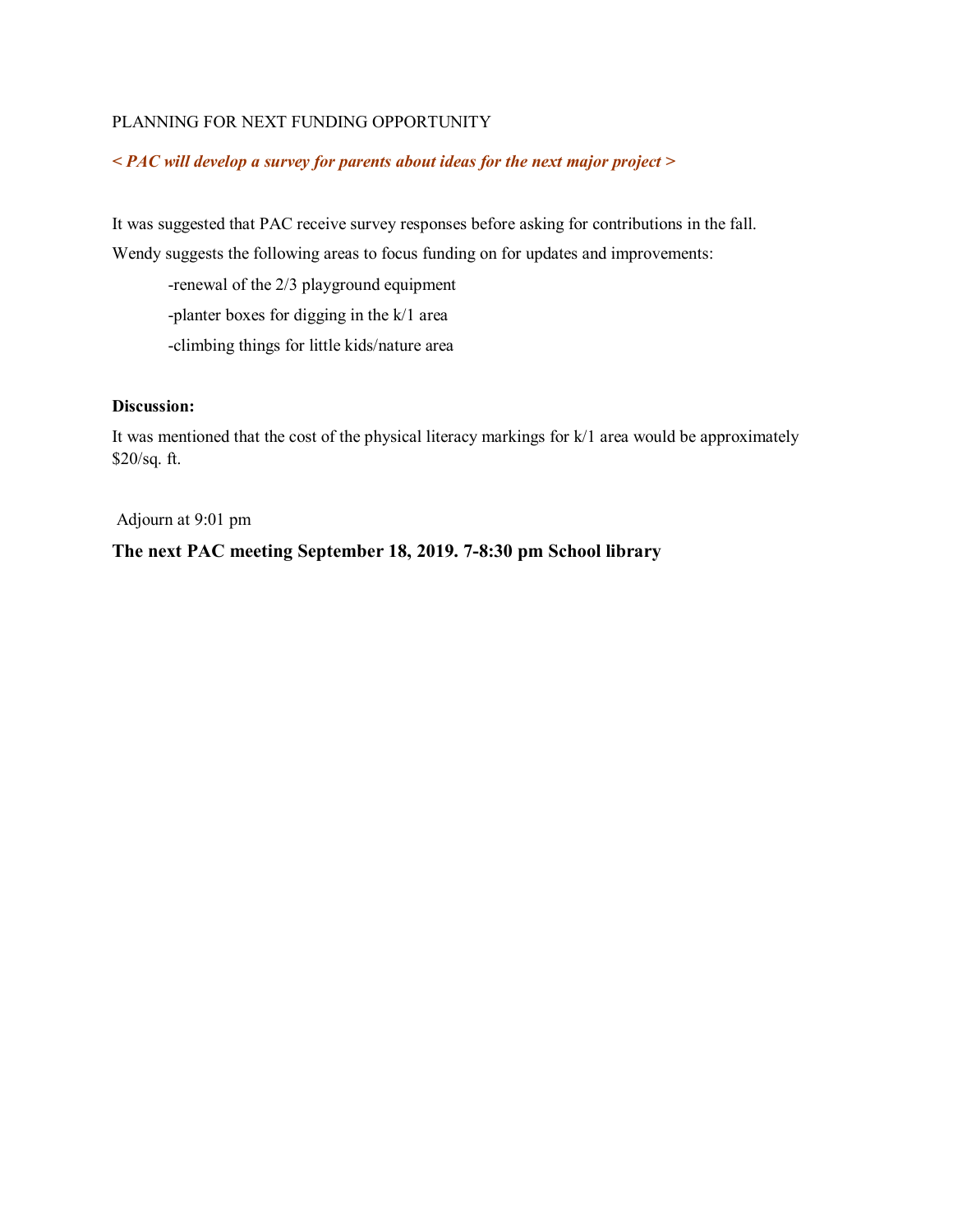PLANNING FOR NEXT FUNDING OPPORTUNITY

***< PAC will develop a survey for parents about ideas for the next major project >***

It was suggested that PAC receive survey responses before asking for contributions in the fall.

Wendy suggests the following areas to focus funding on for updates and improvements:

-renewal of the 2/3 playground equipment

-planter boxes for digging in the k/1 area

-climbing things for little kids/nature area

**Discussion:**

It was mentioned that the cost of the physical literacy markings for k/1 area would be approximately $20/sq. ft.

Adjourn at 9:01 pm

**The next PAC meeting September 18, 2019. 7-8:30 pm School library**